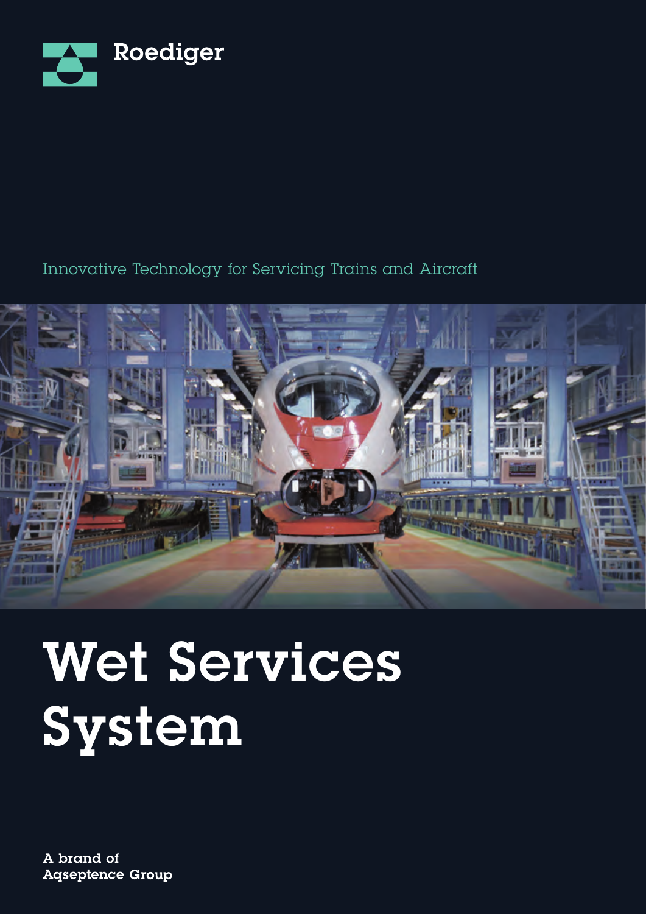Roediger

Innovative Technology for Servicing Trains and Aircraft

# Wet Services System

A brand of
Aqseptence Group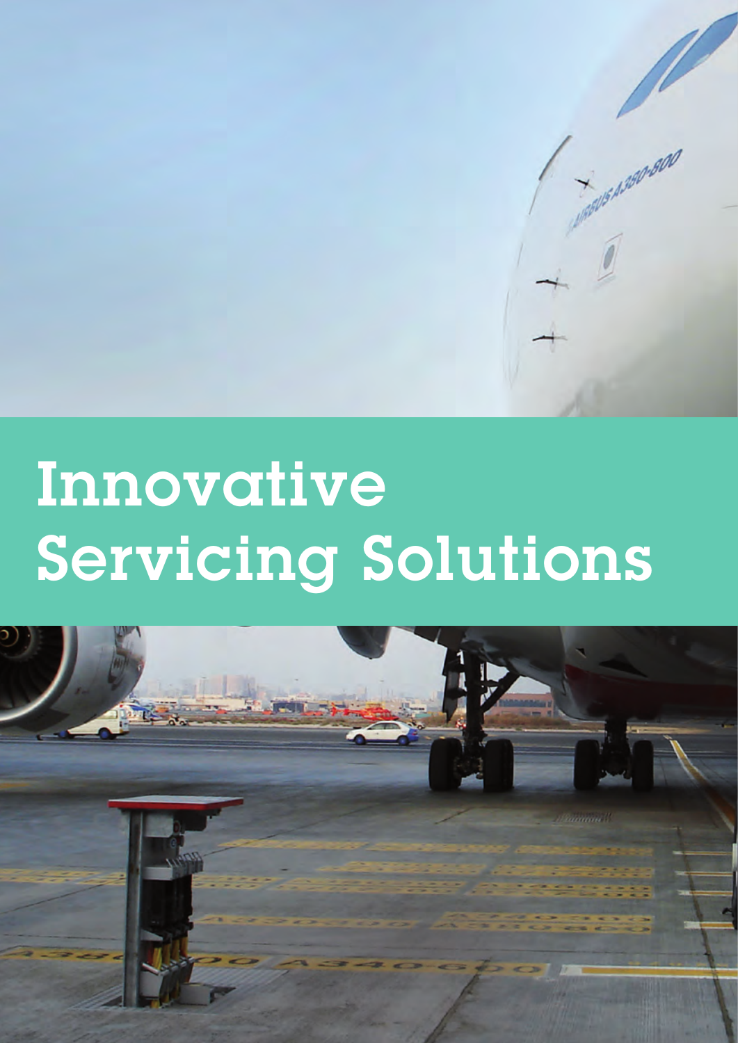# Innovative Servicing Solutions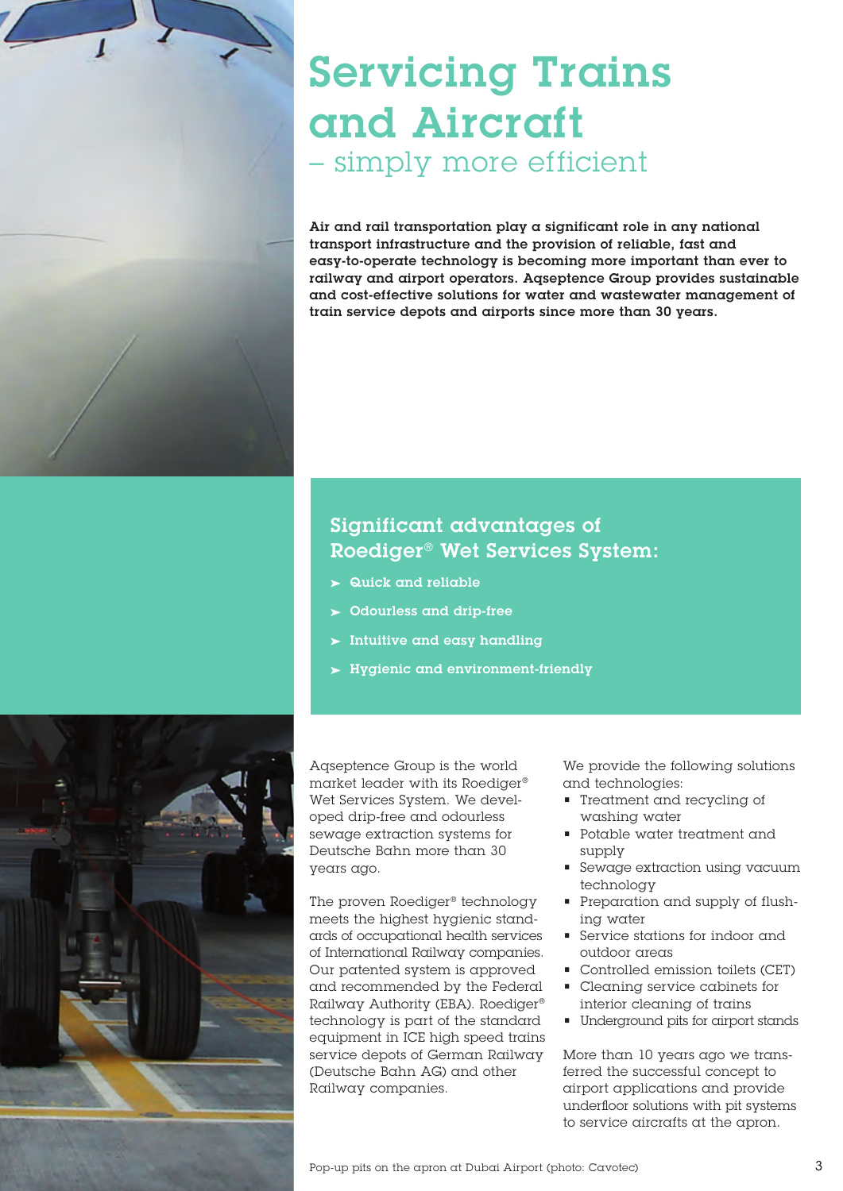# Servicing Trains and Aircraft

## – simply more efficient

**Air and rail transportation play a significant role in any national transport infrastructure and the provision of reliable, fast and easy-to-operate technology is becoming more important than ever to railway and airport operators. Aqseptence Group provides sustainable and cost-effective solutions for water and wastewater management of train service depots and airports since more than 30 years.**

### Significant advantages of Roediger® Wet Services System:

- **Quick and reliable**
- **Odourless and drip-free**
- **Intuitive and easy handling**
- **Hygienic and environment-friendly**

Aqseptence Group is the world market leader with its Roediger® Wet Services System. We developed drip-free and odourless sewage extraction systems for Deutsche Bahn more than 30 years ago.

The proven Roediger® technology meets the highest hygienic standards of occupational health services of International Railway companies. Our patented system is approved and recommended by the Federal Railway Authority (EBA). Roediger® technology is part of the standard equipment in ICE high speed trains service depots of German Railway (Deutsche Bahn AG) and other Railway companies.

We provide the following solutions and technologies:

- Treatment and recycling of washing water
- Potable water treatment and supply
- Sewage extraction using vacuum technology
- Preparation and supply of flushing water
- Service stations for indoor and outdoor areas
- Controlled emission toilets (CET)
- Cleaning service cabinets for interior cleaning of trains
- Underground pits for airport stands

More than 10 years ago we transferred the successful concept to airport applications and provide underfloor solutions with pit systems to service aircrafts at the apron.

Pop-up pits on the apron at Dubai Airport (photo: Cavotec)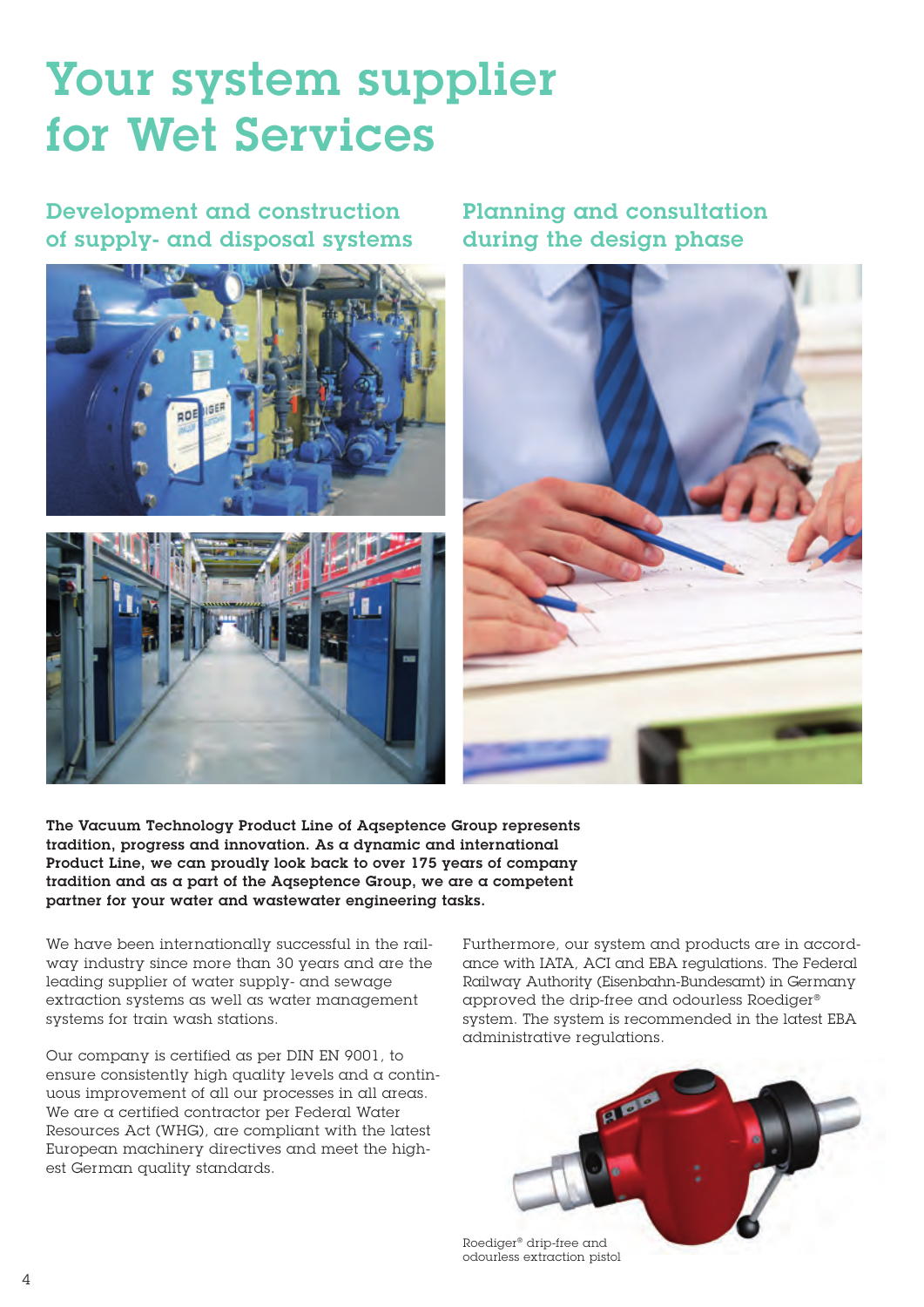# Your system supplier for Wet Services

## Development and construction of supply- and disposal systems

## Planning and consultation during the design phase

**The Vacuum Technology Product Line of Aqseptence Group represents tradition, progress and innovation. As a dynamic and international Product Line, we can proudly look back to over 175 years of company tradition and as a part of the Aqseptence Group, we are a competent partner for your water and wastewater engineering tasks.**

We have been internationally successful in the railway industry since more than 30 years and are the leading supplier of water supply- and sewage extraction systems as well as water management systems for train wash stations.

Our company is certified as per DIN EN 9001, to ensure consistently high quality levels and a continuous improvement of all our processes in all areas. We are a certified contractor per Federal Water Resources Act (WHG), are compliant with the latest European machinery directives and meet the highest German quality standards.

Furthermore, our system and products are in accordance with IATA, ACI and EBA regulations. The Federal Railway Authority (Eisenbahn-Bundesamt) in Germany approved the drip-free and odourless Roediger® system. The system is recommended in the latest EBA administrative regulations.

Roediger® drip-free and odourless extraction pistol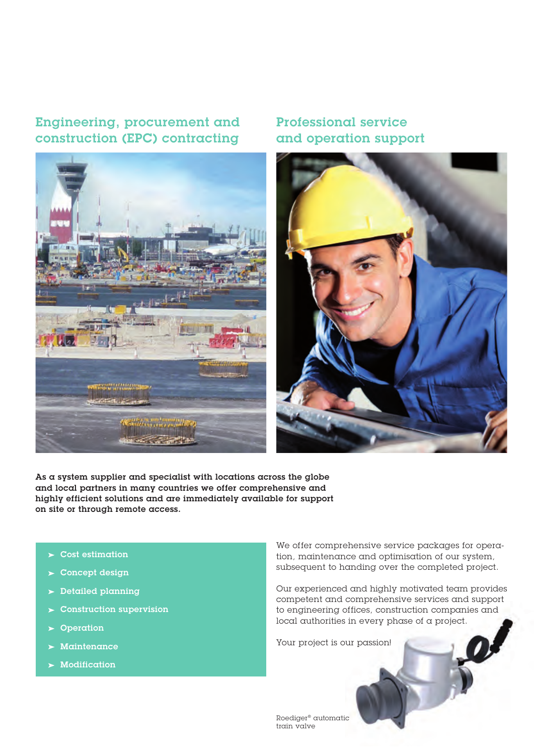## Engineering, procurement and construction (EPC) contracting

## Professional service and operation support

**As a system supplier and specialist with locations across the globe and local partners in many countries we offer comprehensive and highly efficient solutions and are immediately available for support on site or through remote access.**

- **Cost estimation**
- **Concept design**
- **Detailed planning**
- **Construction supervision**
- **Operation**
- **Maintenance**
- **Modification**

We offer comprehensive service packages for operation, maintenance and optimisation of our system, subsequent to handing over the completed project.

Our experienced and highly motivated team provides competent and comprehensive services and support to engineering offices, construction companies and local authorities in every phase of a project.

Your project is our passion!

Roediger® automatic train valve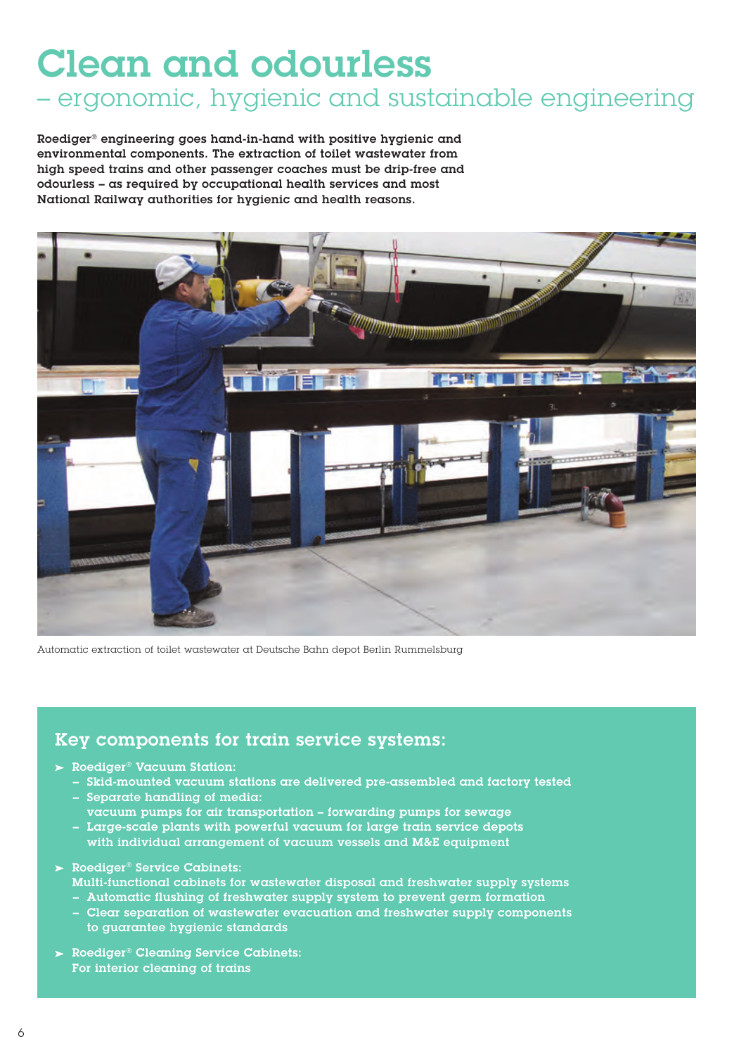# Clean and odourless

## – ergonomic, hygienic and sustainable engineering

**Roediger® engineering goes hand-in-hand with positive hygienic and environmental components. The extraction of toilet wastewater from high speed trains and other passenger coaches must be drip-free and odourless – as required by occupational health services and most National Railway authorities for hygienic and health reasons.**

Automatic extraction of toilet wastewater at Deutsche Bahn depot Berlin Rummelsburg

### Key components for train service systems:

- **Roediger® Vacuum Station:**
  - **Skid-mounted vacuum stations are delivered pre-assembled and factory tested**
  - **Separate handling of media: vacuum pumps for air transportation – forwarding pumps for sewage**
  - **Large-scale plants with powerful vacuum for large train service depots with individual arrangement of vacuum vessels and M&E equipment**
- **Roediger® Service Cabinets:** **Multi-functional cabinets for wastewater disposal and freshwater supply systems**
  - **Automatic flushing of freshwater supply system to prevent germ formation**
  - **Clear separation of wastewater evacuation and freshwater supply components to guarantee hygienic standards**
- **Roediger® Cleaning Service Cabinets:** **For interior cleaning of trains**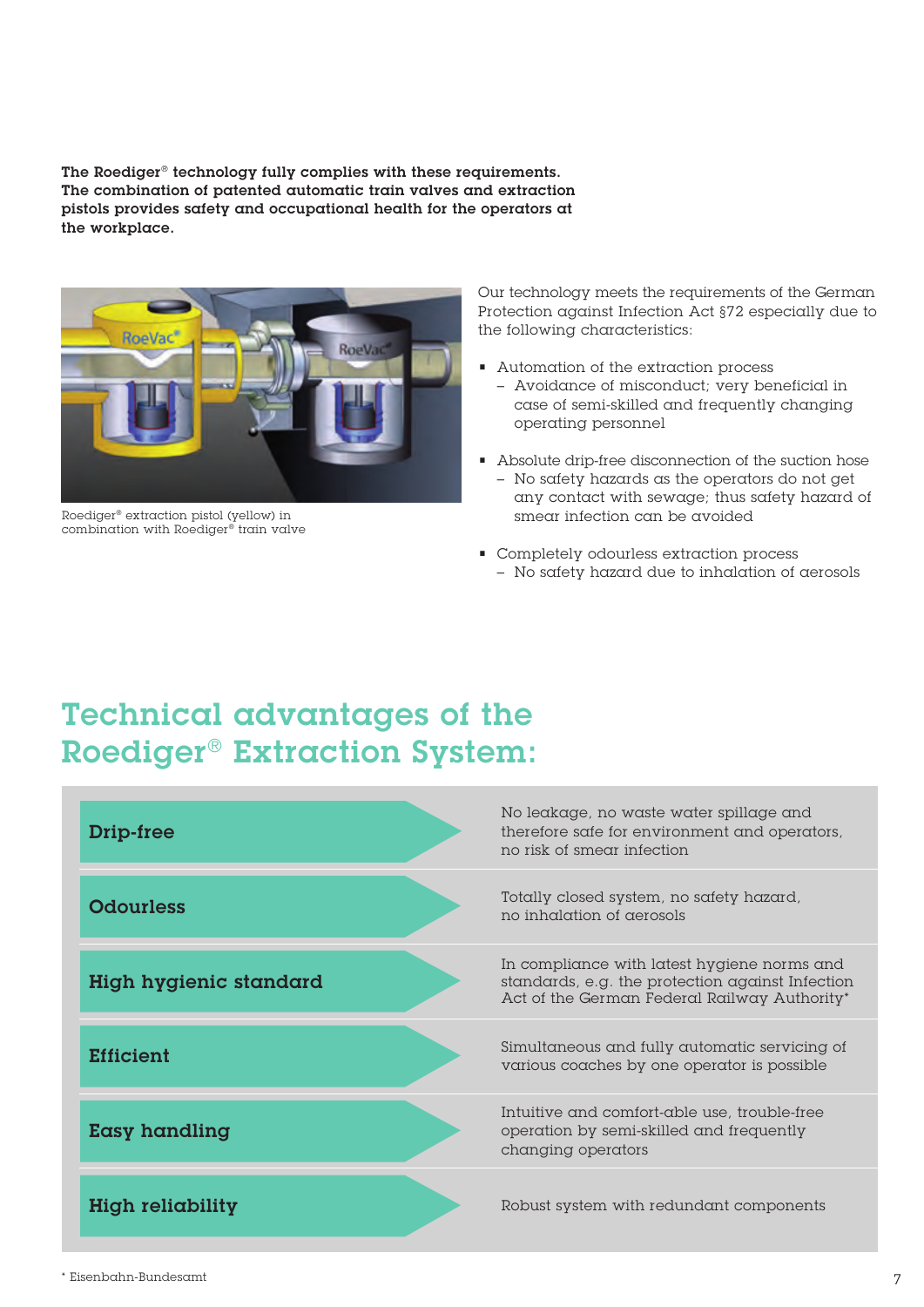**The Roediger® technology fully complies with these requirements. The combination of patented automatic train valves and extraction pistols provides safety and occupational health for the operators at the workplace.**

Roediger® extraction pistol (yellow) in combination with Roediger® train valve

Our technology meets the requirements of the German Protection against Infection Act §72 especially due to the following characteristics:

- Automation of the extraction process
  - Avoidance of misconduct; very beneficial in case of semi-skilled and frequently changing operating personnel
- Absolute drip-free disconnection of the suction hose
  - No safety hazards as the operators do not get any contact with sewage; thus safety hazard of smear infection can be avoided
- Completely odourless extraction process
  - No safety hazard due to inhalation of aerosols

## Technical advantages of the Roediger® Extraction System:

| | |
|---|---|
| **Drip-free** | No leakage, no waste water spillage and therefore safe for environment and operators, no risk of smear infection |
| **Odourless** | Totally closed system, no safety hazard, no inhalation of aerosols |
| **High hygienic standard** | In compliance with latest hygiene norms and standards, e.g. the protection against Infection Act of the German Federal Railway Authority* |
| **Efficient** | Simultaneous and fully automatic servicing of various coaches by one operator is possible |
| **Easy handling** | Intuitive and comfort-able use, trouble-free operation by semi-skilled and frequently changing operators |
| **High reliability** | Robust system with redundant components |

* Eisenbahn-Bundesamt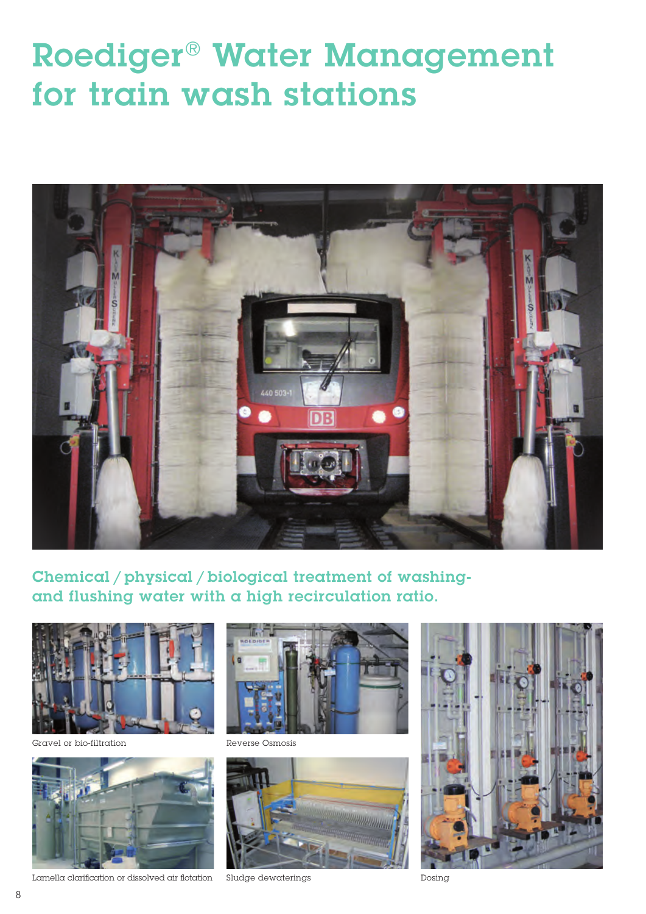# Roediger® Water Management for train wash stations

## Chemical / physical / biological treatment of washing- and flushing water with a high recirculation ratio.

Gravel or bio-filtration

Reverse Osmosis

Lamella clarification or dissolved air flotation

Sludge dewaterings

Dosing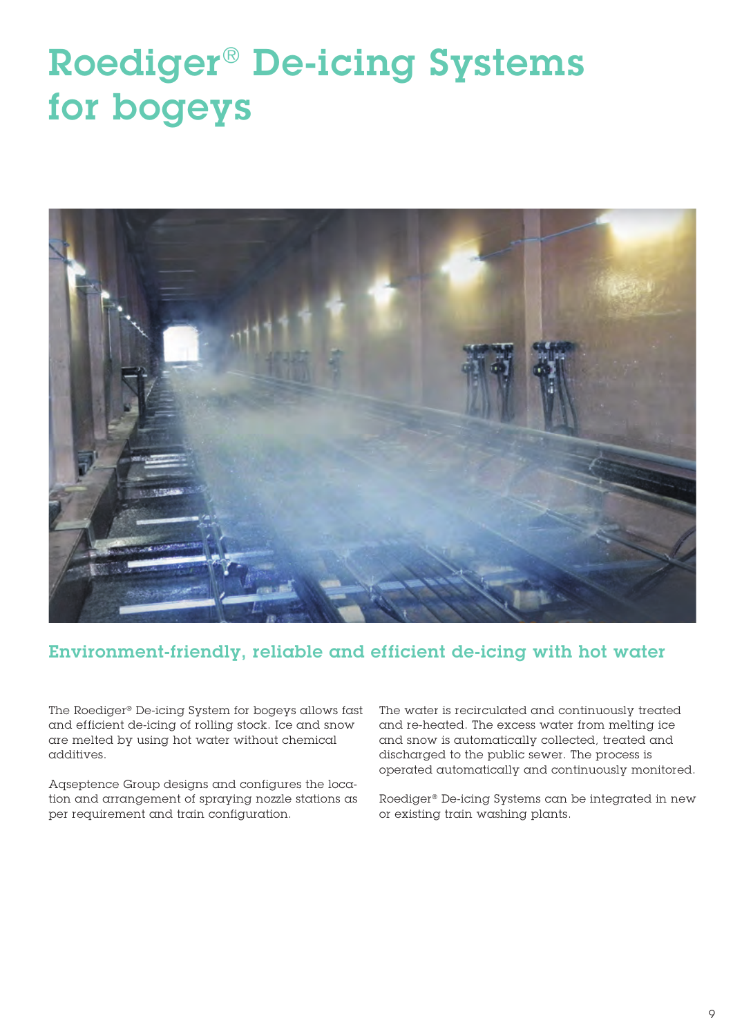# Roediger® De-icing Systems for bogeys

## Environment-friendly, reliable and efficient de-icing with hot water

The Roediger® De-icing System for bogeys allows fast and efficient de-icing of rolling stock. Ice and snow are melted by using hot water without chemical additives.

Aqseptence Group designs and configures the location and arrangement of spraying nozzle stations as per requirement and train configuration.

The water is recirculated and continuously treated and re-heated. The excess water from melting ice and snow is automatically collected, treated and discharged to the public sewer. The process is operated automatically and continuously monitored.

Roediger® De-icing Systems can be integrated in new or existing train washing plants.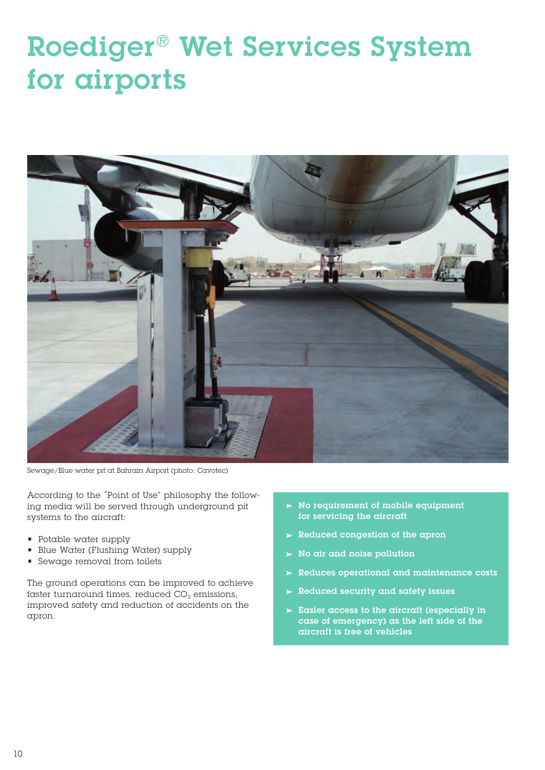# Roediger® Wet Services System for airports

Sewage/Blue water pit at Bahrain Airport (photo: Cavotec)

According to the "Point of Use" philosophy the following media will be served through underground pit systems to the aircraft:

- Potable water supply
- Blue Water (Flushing Water) supply
- Sewage removal from toilets

The ground operations can be improved to achieve faster turnaround times, reduced $CO_2$ emissions, improved safety and reduction of accidents on the apron.

- ➤ **No requirement of mobile equipment for servicing the aircraft**
- ➤ **Reduced congestion of the apron**
- ➤ **No air and noise pollution**
- ➤ **Reduces operational and maintenance costs**
- ➤ **Reduced security and safety issues**
- ➤ **Easier access to the aircraft (especially in case of emergency) as the left side of the aircraft is free of vehicles**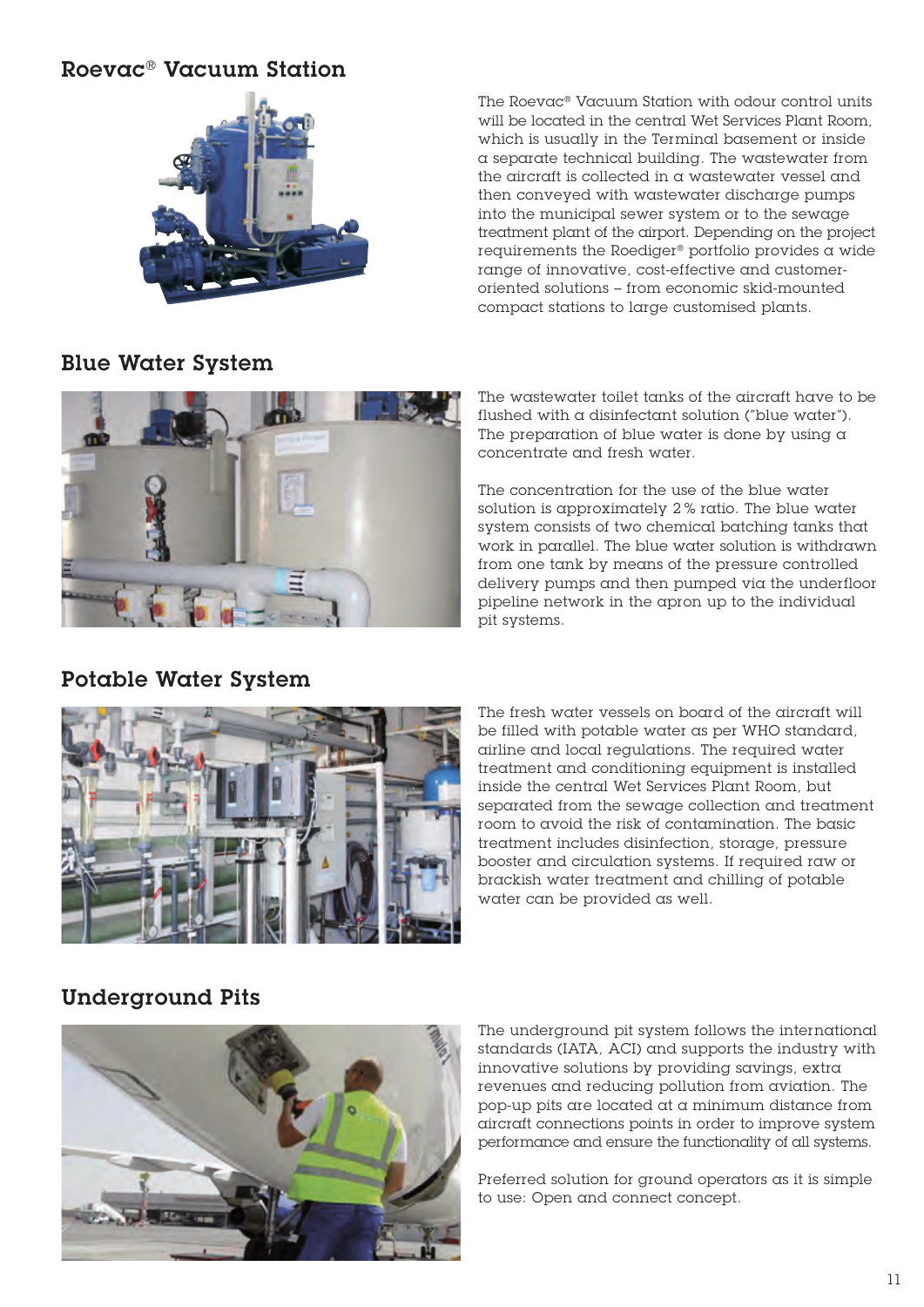## Roevac® Vacuum Station

The Roevac® Vacuum Station with odour control units will be located in the central Wet Services Plant Room, which is usually in the Terminal basement or inside a separate technical building. The wastewater from the aircraft is collected in a wastewater vessel and then conveyed with wastewater discharge pumps into the municipal sewer system or to the sewage treatment plant of the airport. Depending on the project requirements the Roediger® portfolio provides a wide range of innovative, cost-effective and customer-oriented solutions – from economic skid-mounted compact stations to large customised plants.

## Blue Water System

The wastewater toilet tanks of the aircraft have to be flushed with a disinfectant solution ("blue water"). The preparation of blue water is done by using a concentrate and fresh water.

The concentration for the use of the blue water solution is approximately 2 % ratio. The blue water system consists of two chemical batching tanks that work in parallel. The blue water solution is withdrawn from one tank by means of the pressure controlled delivery pumps and then pumped via the underfloor pipeline network in the apron up to the individual pit systems.

## Potable Water System

The fresh water vessels on board of the aircraft will be filled with potable water as per WHO standard, airline and local regulations. The required water treatment and conditioning equipment is installed inside the central Wet Services Plant Room, but separated from the sewage collection and treatment room to avoid the risk of contamination. The basic treatment includes disinfection, storage, pressure booster and circulation systems. If required raw or brackish water treatment and chilling of potable water can be provided as well.

## Underground Pits

The underground pit system follows the international standards (IATA, ACI) and supports the industry with innovative solutions by providing savings, extra revenues and reducing pollution from aviation. The pop-up pits are located at a minimum distance from aircraft connections points in order to improve system performance and ensure the functionality of all systems.

Preferred solution for ground operators as it is simple to use: Open and connect concept.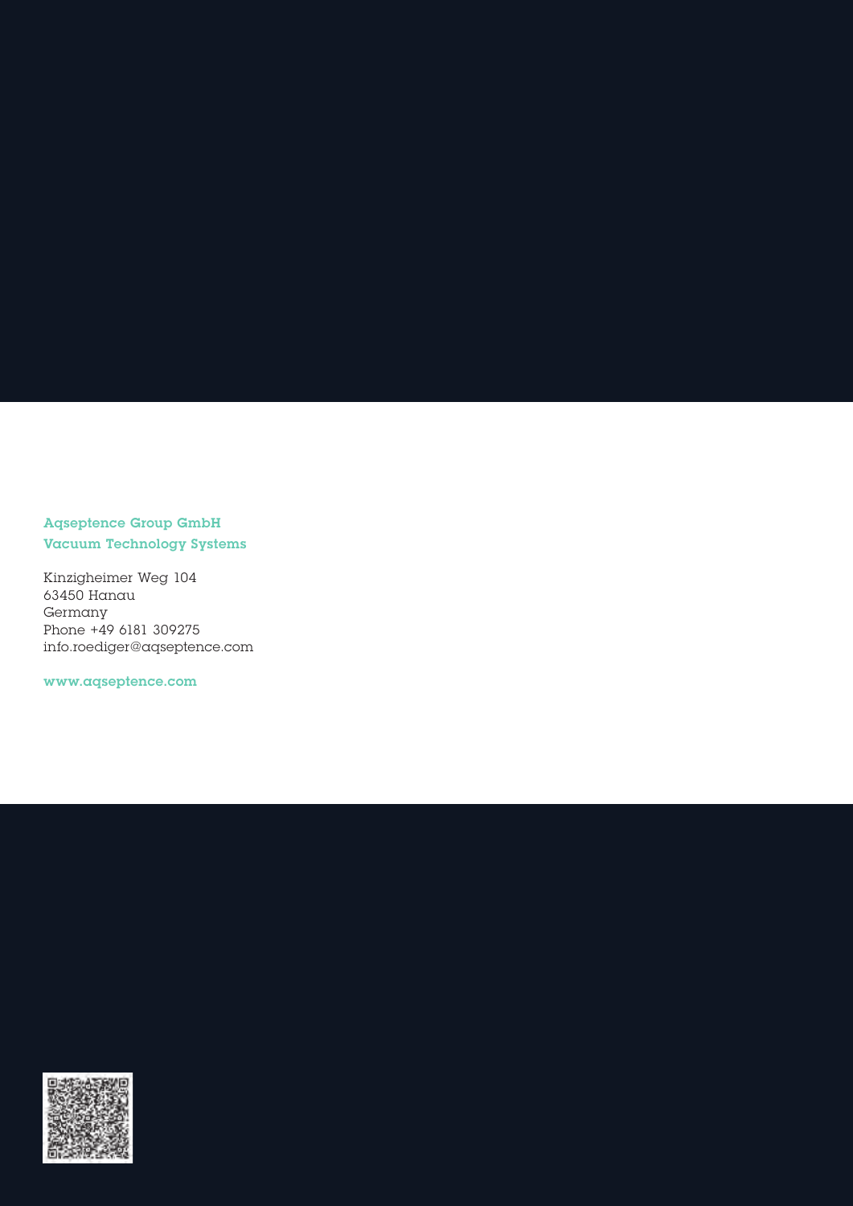**Aqseptence Group GmbH**
**Vacuum Technology Systems**

Kinzigheimer Weg 104
63450 Hanau
Germany
Phone +49 6181 309275
info.roediger@aqseptence.com

**www.aqseptence.com**